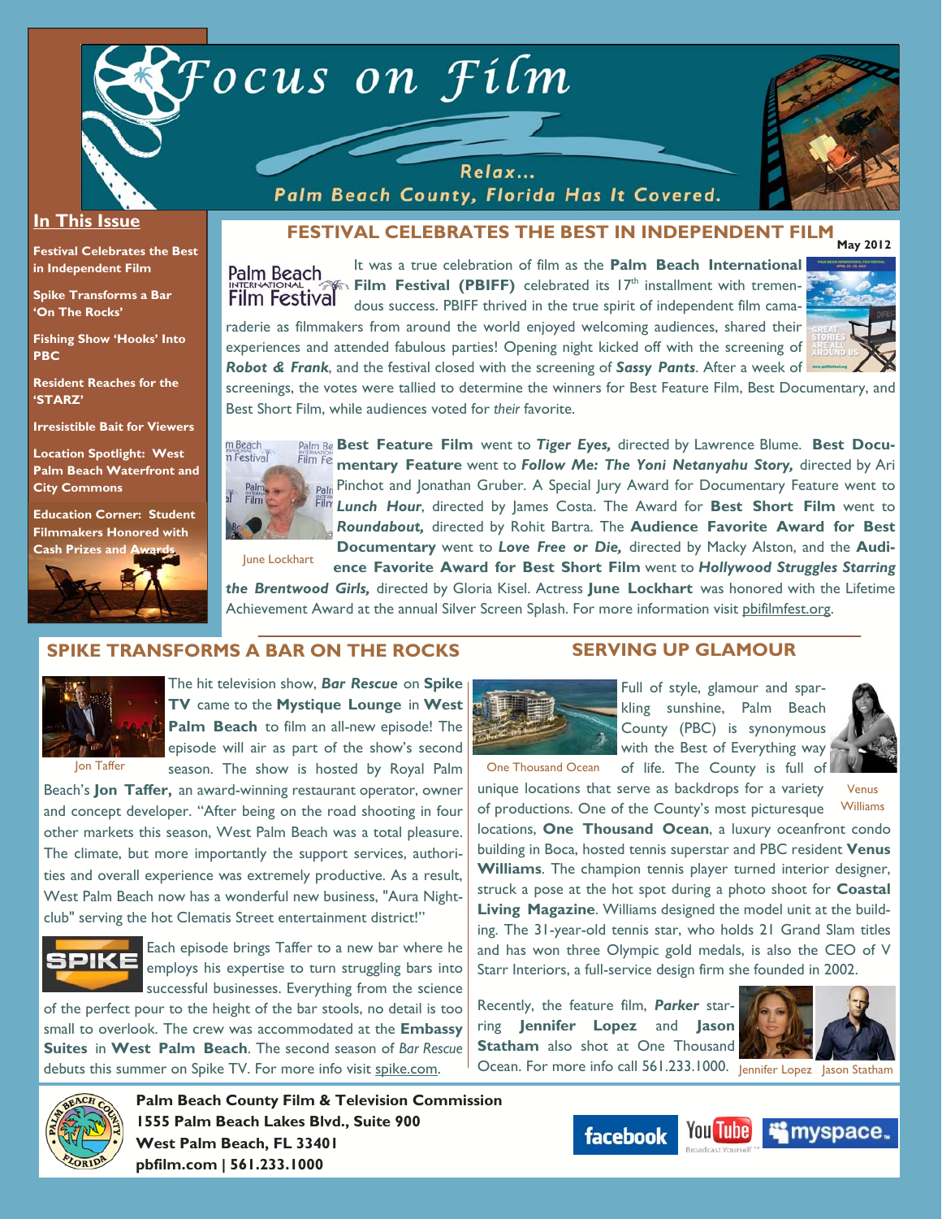# Focus on Film

Relax...
Palm Beach County, Florida Has It Covered.

**In This Issue**

- Festival Celebrates the Best in Independent Film
- Spike Transforms a Bar 'On The Rocks'
- Fishing Show 'Hooks' Into PBC
- Resident Reaches for the 'STARZ'
- Irresistible Bait for Viewers
- Location Spotlight: West Palm Beach Waterfront and City Commons
- Education Corner: Student Filmmakers Honored with Cash Prizes and Awards

May 2012

## FESTIVAL CELEBRATES THE BEST IN INDEPENDENT FILM

It was a true celebration of film as the **Palm Beach International Film Festival (PBIFF)** celebrated its 17th installment with tremendous success. PBIFF thrived in the true spirit of independent film camaraderie as filmmakers from around the world enjoyed welcoming audiences, shared their experiences and attended fabulous parties! Opening night kicked off with the screening of ***Robot & Frank***, and the festival closed with the screening of ***Sassy Pants***. After a week of screenings, the votes were tallied to determine the winners for Best Feature Film, Best Documentary, and Best Short Film, while audiences voted for *their* favorite.

June Lockhart

**Best Feature Film** went to ***Tiger Eyes,*** directed by Lawrence Blume. **Best Documentary Feature** went to ***Follow Me: The Yoni Netanyahu Story,*** directed by Ari Pinchot and Jonathan Gruber. A Special Jury Award for Documentary Feature went to ***Lunch Hour***, directed by James Costa. The Award for **Best Short Film** went to ***Roundabout,*** directed by Rohit Bartra. The **Audience Favorite Award for Best Documentary** went to ***Love Free or Die,*** directed by Macky Alston, and the **Audience Favorite Award for Best Short Film** went to ***Hollywood Struggles Starring the Brentwood Girls,*** directed by Gloria Kisel. Actress **June Lockhart** was honored with the Lifetime Achievement Award at the annual Silver Screen Splash. For more information visit pbifilmfest.org.

## SPIKE TRANSFORMS A BAR ON THE ROCKS

Jon Taffer

The hit television show, ***Bar Rescue*** on **Spike TV** came to the **Mystique Lounge** in **West Palm Beach** to film an all-new episode! The episode will air as part of the show's second season. The show is hosted by Royal Palm Beach's **Jon Taffer,** an award-winning restaurant operator, owner and concept developer. "After being on the road shooting in four other markets this season, West Palm Beach was a total pleasure. The climate, but more importantly the support services, authorities and overall experience was extremely productive. As a result, West Palm Beach now has a wonderful new business, "Aura Nightclub" serving the hot Clematis Street entertainment district!"

Each episode brings Taffer to a new bar where he employs his expertise to turn struggling bars into successful businesses. Everything from the science of the perfect pour to the height of the bar stools, no detail is too small to overlook. The crew was accommodated at the **Embassy Suites** in **West Palm Beach**. The second season of *Bar Rescue* debuts this summer on Spike TV. For more info visit spike.com.

## SERVING UP GLAMOUR

One Thousand Ocean

Venus Williams

Full of style, glamour and sparkling sunshine, Palm Beach County (PBC) is synonymous with the Best of Everything way of life. The County is full of unique locations that serve as backdrops for a variety of productions. One of the County's most picturesque locations, **One Thousand Ocean**, a luxury oceanfront condo building in Boca, hosted tennis superstar and PBC resident **Venus Williams**. The champion tennis player turned interior designer, struck a pose at the hot spot during a photo shoot for **Coastal Living Magazine**. Williams designed the model unit at the building. The 31-year-old tennis star, who holds 21 Grand Slam titles and has won three Olympic gold medals, is also the CEO of V Starr Interiors, a full-service design firm she founded in 2002.

Recently, the feature film, ***Parker*** starring **Jennifer Lopez** and **Jason Statham** also shot at One Thousand Ocean. For more info call 561.233.1000.

Jennifer Lopez  Jason Statham

**Palm Beach County Film & Television Commission**
**1555 Palm Beach Lakes Blvd., Suite 900**
**West Palm Beach, FL 33401**
**pbfilm.com | 561.233.1000**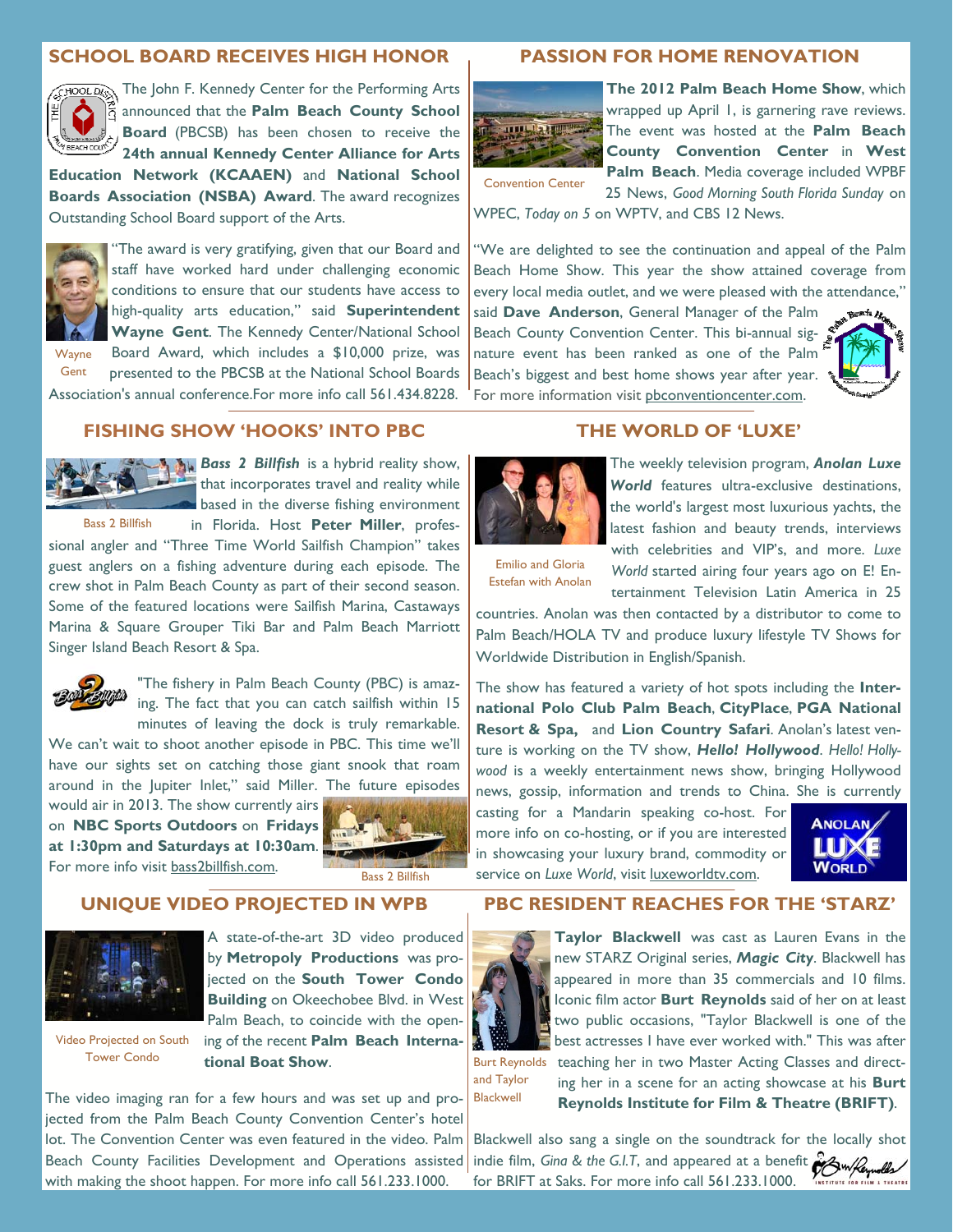## SCHOOL BOARD RECEIVES HIGH HONOR

The John F. Kennedy Center for the Performing Arts announced that the **Palm Beach County School Board** (PBCSB) has been chosen to receive the **24th annual Kennedy Center Alliance for Arts Education Network (KCAAEN)** and **National School Boards Association (NSBA) Award**. The award recognizes Outstanding School Board support of the Arts.

"The award is very gratifying, given that our Board and staff have worked hard under challenging economic conditions to ensure that our students have access to high-quality arts education," said **Superintendent Wayne Gent**. The Kennedy Center/National School Board Award, which includes a $10,000 prize, was presented to the PBCSB at the National School Boards Association's annual conference.For more info call 561.434.8228.

Wayne Gent

## PASSION FOR HOME RENOVATION

**The 2012 Palm Beach Home Show**, which wrapped up April 1, is garnering rave reviews. The event was hosted at the **Palm Beach County Convention Center** in **West Palm Beach**. Media coverage included WPBF 25 News, *Good Morning South Florida Sunday* on WPEC, *Today on 5* on WPTV, and CBS 12 News.

Convention Center

"We are delighted to see the continuation and appeal of the Palm Beach Home Show. This year the show attained coverage from every local media outlet, and we were pleased with the attendance," said **Dave Anderson**, General Manager of the Palm Beach County Convention Center. This bi-annual signature event has been ranked as one of the Palm Beach's biggest and best home shows year after year. For more information visit pbconventioncenter.com.

## FISHING SHOW 'HOOKS' INTO PBC

***Bass 2 Billfish*** is a hybrid reality show, that incorporates travel and reality while based in the diverse fishing environment in Florida. Host **Peter Miller**, professional angler and "Three Time World Sailfish Champion" takes guest anglers on a fishing adventure during each episode. The crew shot in Palm Beach County as part of their second season. Some of the featured locations were Sailfish Marina, Castaways Marina & Square Grouper Tiki Bar and Palm Beach Marriott Singer Island Beach Resort & Spa.

Bass 2 Billfish

"The fishery in Palm Beach County (PBC) is amazing. The fact that you can catch sailfish within 15 minutes of leaving the dock is truly remarkable. We can't wait to shoot another episode in PBC. This time we'll have our sights set on catching those giant snook that roam around in the Jupiter Inlet," said Miller. The future episodes would air in 2013. The show currently airs on **NBC Sports Outdoors** on **Fridays at 1:30pm and Saturdays at 10:30am**. For more info visit bass2billfish.com.

Bass 2 Billfish

## THE WORLD OF 'LUXE'

The weekly television program, ***Anolan Luxe World*** features ultra-exclusive destinations, the world's largest most luxurious yachts, the latest fashion and beauty trends, interviews with celebrities and VIP's, and more. *Luxe World* started airing four years ago on E! Entertainment Television Latin America in 25 countries. Anolan was then contacted by a distributor to come to Palm Beach/HOLA TV and produce luxury lifestyle TV Shows for Worldwide Distribution in English/Spanish.

Emilio and Gloria Estefan with Anolan

The show has featured a variety of hot spots including the **International Polo Club Palm Beach**, **CityPlace**, **PGA National Resort & Spa,** and **Lion Country Safari**. Anolan's latest venture is working on the TV show, ***Hello! Hollywood***. *Hello! Hollywood* is a weekly entertainment news show, bringing Hollywood news, gossip, information and trends to China. She is currently casting for a Mandarin speaking co-host. For more info on co-hosting, or if you are interested in showcasing your luxury brand, commodity or service on *Luxe World*, visit luxeworldtv.com.

## UNIQUE VIDEO PROJECTED IN WPB

A state-of-the-art 3D video produced by **Metropoly Productions** was projected on the **South Tower Condo Building** on Okeechobee Blvd. in West Palm Beach, to coincide with the opening of the recent **Palm Beach International Boat Show**.

Video Projected on South Tower Condo

The video imaging ran for a few hours and was set up and projected from the Palm Beach County Convention Center's hotel lot. The Convention Center was even featured in the video. Palm Beach County Facilities Development and Operations assisted with making the shoot happen. For more info call 561.233.1000.

## PBC RESIDENT REACHES FOR THE 'STARZ'

**Taylor Blackwell** was cast as Lauren Evans in the new STARZ Original series, ***Magic City***. Blackwell has appeared in more than 35 commercials and 10 films. Iconic film actor **Burt Reynolds** said of her on at least two public occasions, "Taylor Blackwell is one of the best actresses I have ever worked with." This was after teaching her in two Master Acting Classes and directing her in a scene for an acting showcase at his **Burt Reynolds Institute for Film & Theatre (BRIFT)**.

Burt Reynolds and Taylor Blackwell

Blackwell also sang a single on the soundtrack for the locally shot indie film, *Gina & the G.I.T*, and appeared at a benefit for BRIFT at Saks. For more info call 561.233.1000.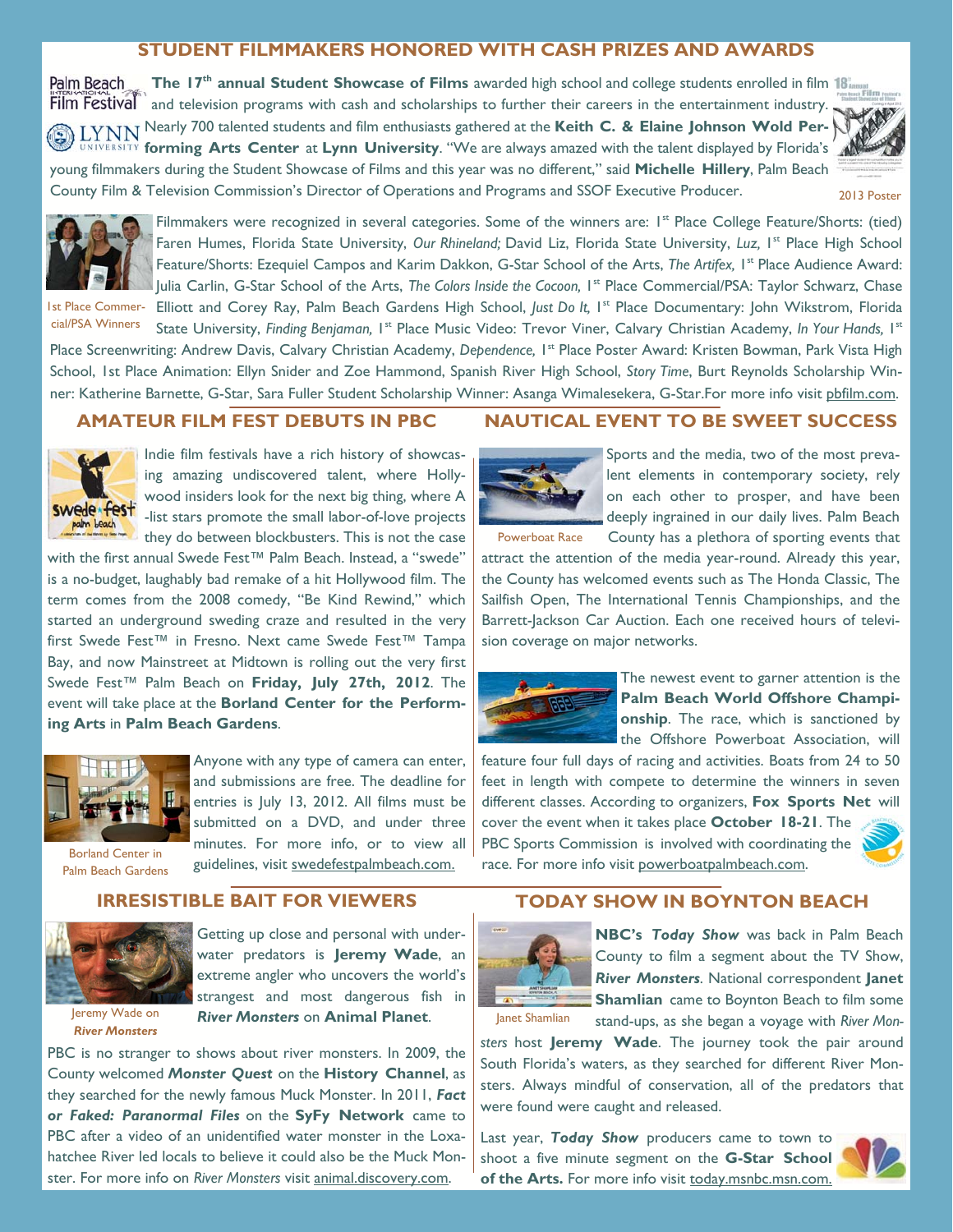## STUDENT FILMMAKERS HONORED WITH CASH PRIZES AND AWARDS

**The 17th annual Student Showcase of Films** awarded high school and college students enrolled in film and television programs with cash and scholarships to further their careers in the entertainment industry. Nearly 700 talented students and film enthusiasts gathered at the **Keith C. & Elaine Johnson Wold Performing Arts Center** at **Lynn University**. "We are always amazed with the talent displayed by Florida's young filmmakers during the Student Showcase of Films and this year was no different," said **Michelle Hillery**, Palm Beach County Film & Television Commission's Director of Operations and Programs and SSOF Executive Producer.

2013 Poster

1st Place Commercial/PSA Winners

Filmmakers were recognized in several categories. Some of the winners are: 1st Place College Feature/Shorts: (tied) Faren Humes, Florida State University, *Our Rhineland;* David Liz, Florida State University, *Luz,* 1st Place High School Feature/Shorts: Ezequiel Campos and Karim Dakkon, G-Star School of the Arts, *The Artifex,* 1st Place Audience Award: Julia Carlin, G-Star School of the Arts, *The Colors Inside the Cocoon,* 1st Place Commercial/PSA: Taylor Schwarz, Chase Elliott and Corey Ray, Palm Beach Gardens High School, *Just Do It,* 1st Place Documentary: John Wikstrom, Florida State University, *Finding Benjaman,* 1st Place Music Video: Trevor Viner, Calvary Christian Academy, *In Your Hands,* 1st Place Screenwriting: Andrew Davis, Calvary Christian Academy, *Dependence,* 1st Place Poster Award: Kristen Bowman, Park Vista High School, 1st Place Animation: Ellyn Snider and Zoe Hammond, Spanish River High School, *Story Time*, Burt Reynolds Scholarship Winner: Katherine Barnette, G-Star, Sara Fuller Student Scholarship Winner: Asanga Wimalesekera, G-Star.For more info visit pbfilm.com.

## AMATEUR FILM FEST DEBUTS IN PBC

Indie film festivals have a rich history of showcasing amazing undiscovered talent, where Hollywood insiders look for the next big thing, where A-list stars promote the small labor-of-love projects they do between blockbusters. This is not the case with the first annual Swede Fest™ Palm Beach. Instead, a "swede" is a no-budget, laughably bad remake of a hit Hollywood film. The term comes from the 2008 comedy, "Be Kind Rewind," which started an underground sweding craze and resulted in the very first Swede Fest™ in Fresno. Next came Swede Fest™ Tampa Bay, and now Mainstreet at Midtown is rolling out the very first Swede Fest™ Palm Beach on **Friday, July 27th, 2012**. The event will take place at the **Borland Center for the Performing Arts** in **Palm Beach Gardens**.

Borland Center in Palm Beach Gardens

Anyone with any type of camera can enter, and submissions are free. The deadline for entries is July 13, 2012. All films must be submitted on a DVD, and under three minutes. For more info, or to view all guidelines, visit swedefestpalmbeach.com.

## NAUTICAL EVENT TO BE SWEET SUCCESS

Powerboat Race

Sports and the media, two of the most prevalent elements in contemporary society, rely on each other to prosper, and have been deeply ingrained in our daily lives. Palm Beach County has a plethora of sporting events that attract the attention of the media year-round. Already this year, the County has welcomed events such as The Honda Classic, The Sailfish Open, The International Tennis Championships, and the Barrett-Jackson Car Auction. Each one received hours of television coverage on major networks.

The newest event to garner attention is the **Palm Beach World Offshore Championship**. The race, which is sanctioned by the Offshore Powerboat Association, will feature four full days of racing and activities. Boats from 24 to 50 feet in length with compete to determine the winners in seven different classes. According to organizers, **Fox Sports Net** will cover the event when it takes place **October 18-21**. The PBC Sports Commission is involved with coordinating the race. For more info visit powerboatpalmbeach.com.

## IRRESISTIBLE BAIT FOR VIEWERS

Jeremy Wade on *River Monsters*

Getting up close and personal with underwater predators is **Jeremy Wade**, an extreme angler who uncovers the world's strangest and most dangerous fish in ***River Monsters*** on **Animal Planet**.

PBC is no stranger to shows about river monsters. In 2009, the County welcomed ***Monster Quest*** on the **History Channel**, as they searched for the newly famous Muck Monster. In 2011, ***Fact or Faked: Paranormal Files*** on the **SyFy Network** came to PBC after a video of an unidentified water monster in the Loxahatchee River led locals to believe it could also be the Muck Monster. For more info on *River Monsters* visit animal.discovery.com.

## TODAY SHOW IN BOYNTON BEACH

Janet Shamlian

**NBC's *Today Show*** was back in Palm Beach County to film a segment about the TV Show, ***River Monsters***. National correspondent **Janet Shamlian** came to Boynton Beach to film some stand-ups, as she began a voyage with *River Monsters* host **Jeremy Wade**. The journey took the pair around South Florida's waters, as they searched for different River Monsters. Always mindful of conservation, all of the predators that were found were caught and released.

Last year, ***Today Show*** producers came to town to shoot a five minute segment on the **G-Star School of the Arts.** For more info visit today.msnbc.msn.com.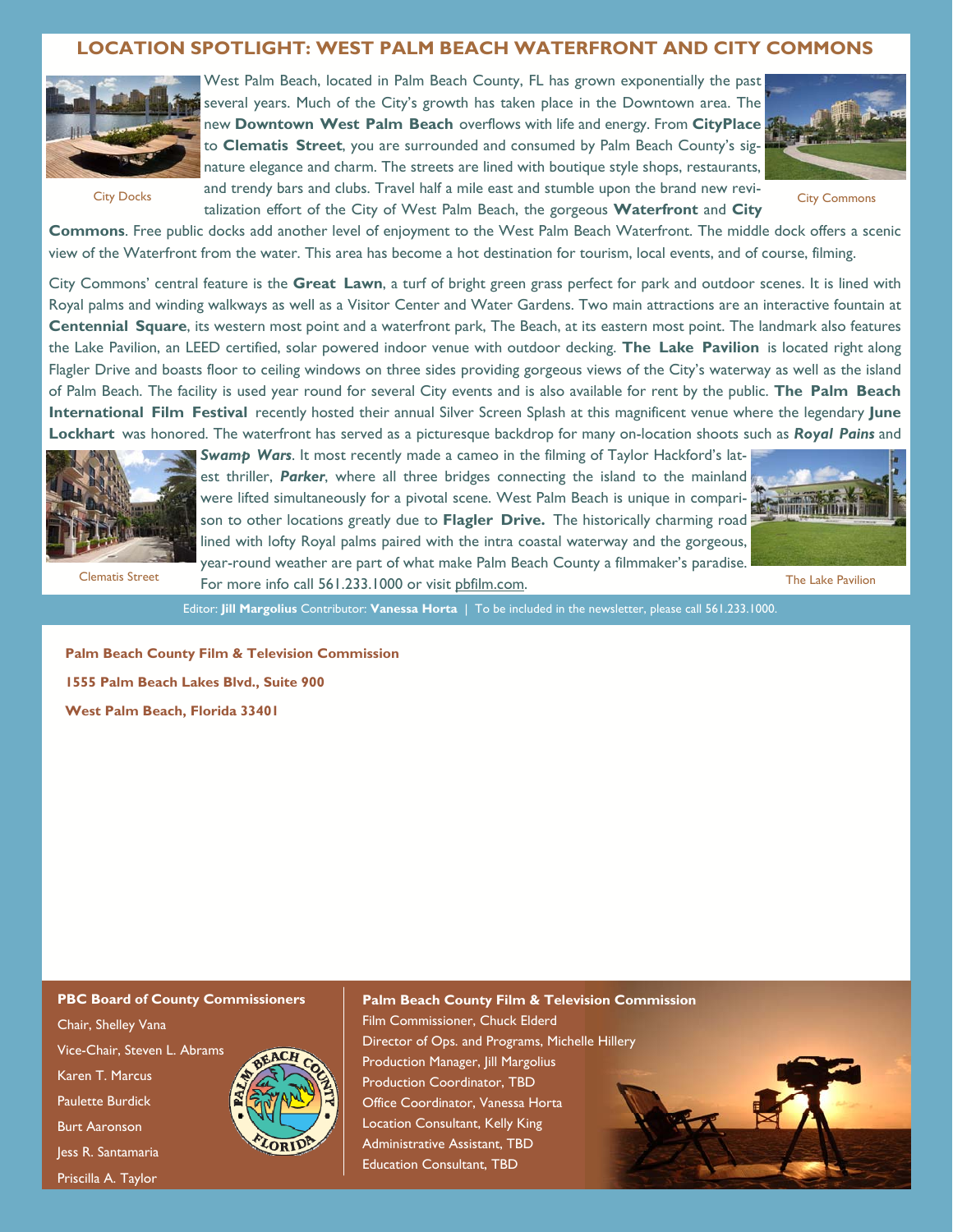## LOCATION SPOTLIGHT: WEST PALM BEACH WATERFRONT AND CITY COMMONS

City Docks

City Commons

West Palm Beach, located in Palm Beach County, FL has grown exponentially the past several years. Much of the City's growth has taken place in the Downtown area. The new **Downtown West Palm Beach** overflows with life and energy. From **CityPlace** to **Clematis Street**, you are surrounded and consumed by Palm Beach County's signature elegance and charm. The streets are lined with boutique style shops, restaurants, and trendy bars and clubs. Travel half a mile east and stumble upon the brand new revitalization effort of the City of West Palm Beach, the gorgeous **Waterfront** and **City Commons**. Free public docks add another level of enjoyment to the West Palm Beach Waterfront. The middle dock offers a scenic view of the Waterfront from the water. This area has become a hot destination for tourism, local events, and of course, filming.

City Commons' central feature is the **Great Lawn**, a turf of bright green grass perfect for park and outdoor scenes. It is lined with Royal palms and winding walkways as well as a Visitor Center and Water Gardens. Two main attractions are an interactive fountain at **Centennial Square**, its western most point and a waterfront park, The Beach, at its eastern most point. The landmark also features the Lake Pavilion, an LEED certified, solar powered indoor venue with outdoor decking. **The Lake Pavilion** is located right along Flagler Drive and boasts floor to ceiling windows on three sides providing gorgeous views of the City's waterway as well as the island of Palm Beach. The facility is used year round for several City events and is also available for rent by the public. **The Palm Beach International Film Festival** recently hosted their annual Silver Screen Splash at this magnificent venue where the legendary **June Lockhart** was honored. The waterfront has served as a picturesque backdrop for many on-location shoots such as ***Royal Pains*** and ***Swamp Wars***. It most recently made a cameo in the filming of Taylor Hackford's latest thriller, ***Parker***, where all three bridges connecting the island to the mainland were lifted simultaneously for a pivotal scene. West Palm Beach is unique in comparison to other locations greatly due to **Flagler Drive.** The historically charming road lined with lofty Royal palms paired with the intra coastal waterway and the gorgeous, year-round weather are part of what make Palm Beach County a filmmaker's paradise. For more info call 561.233.1000 or visit pbfilm.com.

Clematis Street

The Lake Pavilion

Editor: **Jill Margolius** Contributor: **Vanessa Horta** | To be included in the newsletter, please call 561.233.1000.

**Palm Beach County Film & Television Commission**

**1555 Palm Beach Lakes Blvd., Suite 900**

**West Palm Beach, Florida 33401**

**PBC Board of County Commissioners**

Chair, Shelley Vana

Vice-Chair, Steven L. Abrams

Karen T. Marcus

Paulette Burdick

Burt Aaronson

Jess R. Santamaria

Priscilla A. Taylor

**Palm Beach County Film & Television Commission**

Film Commissioner, Chuck Elderd

Director of Ops. and Programs, Michelle Hillery

Production Manager, Jill Margolius

Production Coordinator, TBD

Office Coordinator, Vanessa Horta

Location Consultant, Kelly King

Administrative Assistant, TBD

Education Consultant, TBD